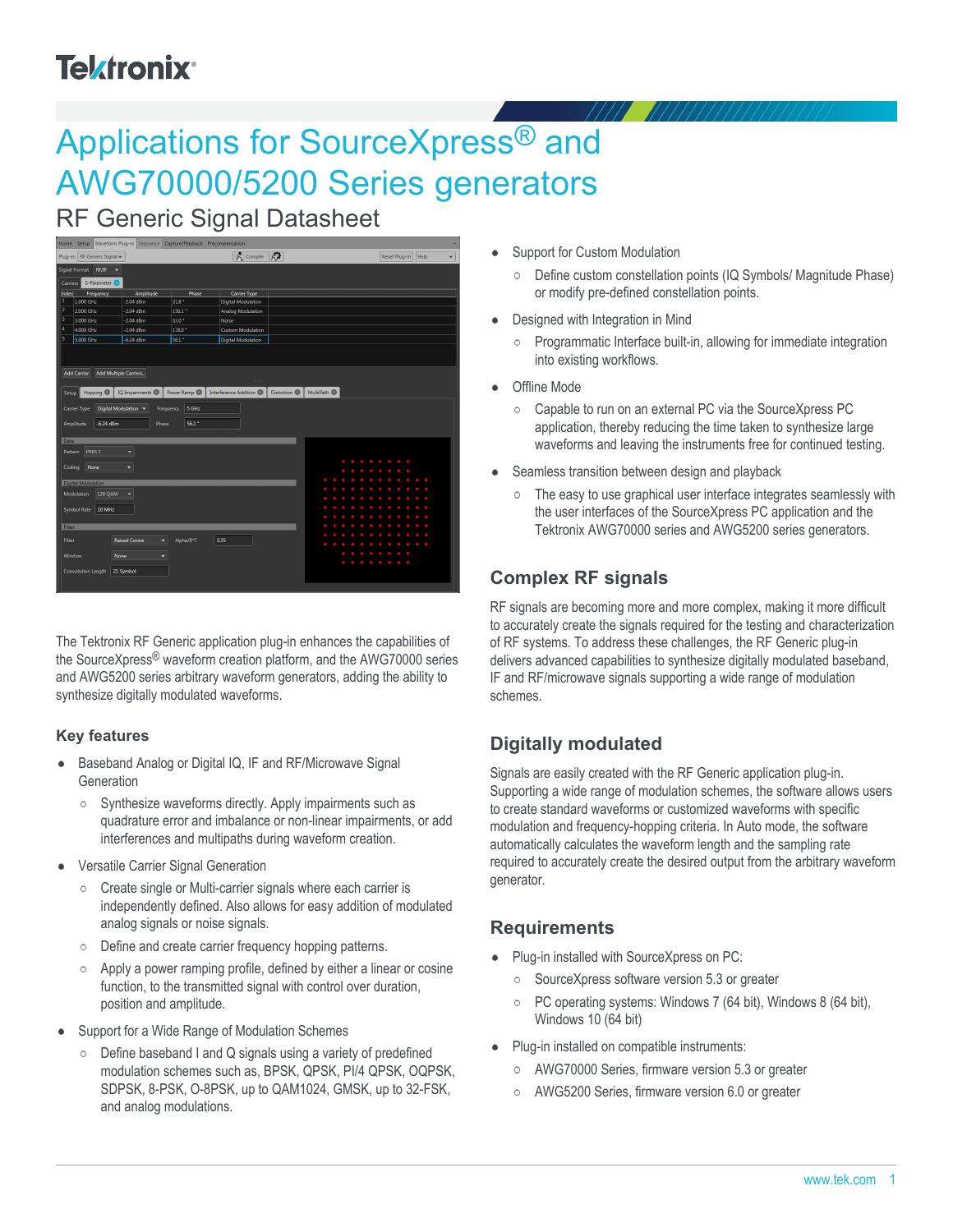# Applications for SourceXpress® and AWG70000/5200 Series generators

## RF Generic Signal Datasheet

The Tektronix RF Generic application plug-in enhances the capabilities of the SourceXpress® waveform creation platform, and the AWG70000 series and AWG5200 series arbitrary waveform generators, adding the ability to synthesize digitally modulated waveforms.

### Key features

- Baseband Analog or Digital IQ, IF and RF/Microwave Signal Generation
  - Synthesize waveforms directly. Apply impairments such as quadrature error and imbalance or non-linear impairments, or add interferences and multipaths during waveform creation.
- Versatile Carrier Signal Generation
  - Create single or Multi-carrier signals where each carrier is independently defined. Also allows for easy addition of modulated analog signals or noise signals.
  - Define and create carrier frequency hopping patterns.
  - Apply a power ramping profile, defined by either a linear or cosine function, to the transmitted signal with control over duration, position and amplitude.
- Support for a Wide Range of Modulation Schemes
  - Define baseband I and Q signals using a variety of predefined modulation schemes such as, BPSK, QPSK, PI/4 QPSK, OQPSK, SDPSK, 8-PSK, O-8PSK, up to QAM1024, GMSK, up to 32-FSK, and analog modulations.
- Support for Custom Modulation
  - Define custom constellation points (IQ Symbols/ Magnitude Phase) or modify pre-defined constellation points.
- Designed with Integration in Mind
  - Programmatic Interface built-in, allowing for immediate integration into existing workflows.
- Offline Mode
  - Capable to run on an external PC via the SourceXpress PC application, thereby reducing the time taken to synthesize large waveforms and leaving the instruments free for continued testing.
- Seamless transition between design and playback
  - The easy to use graphical user interface integrates seamlessly with the user interfaces of the SourceXpress PC application and the Tektronix AWG70000 series and AWG5200 series generators.

### Complex RF signals

RF signals are becoming more and more complex, making it more difficult to accurately create the signals required for the testing and characterization of RF systems. To address these challenges, the RF Generic plug-in delivers advanced capabilities to synthesize digitally modulated baseband, IF and RF/microwave signals supporting a wide range of modulation schemes.

### Digitally modulated

Signals are easily created with the RF Generic application plug-in. Supporting a wide range of modulation schemes, the software allows users to create standard waveforms or customized waveforms with specific modulation and frequency-hopping criteria. In Auto mode, the software automatically calculates the waveform length and the sampling rate required to accurately create the desired output from the arbitrary waveform generator.

### Requirements

- Plug-in installed with SourceXpress on PC:
  - SourceXpress software version 5.3 or greater
  - PC operating systems: Windows 7 (64 bit), Windows 8 (64 bit), Windows 10 (64 bit)
- Plug-in installed on compatible instruments:
  - AWG70000 Series, firmware version 5.3 or greater
  - AWG5200 Series, firmware version 6.0 or greater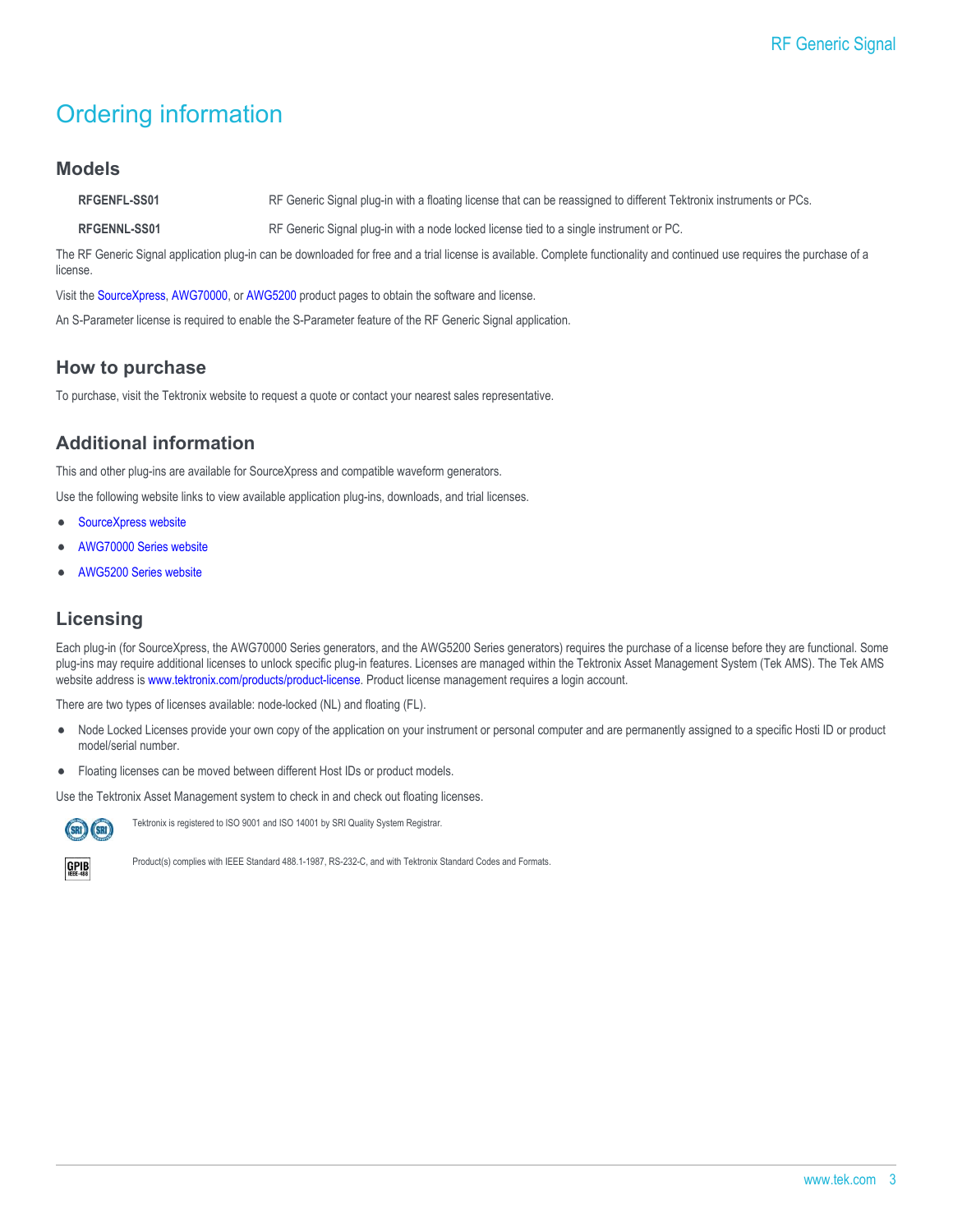# Ordering information

## Models

| | |
|---|---|
| **RFGENFL-SS01** | RF Generic Signal plug-in with a floating license that can be reassigned to different Tektronix instruments or PCs. |
| **RFGENNL-SS01** | RF Generic Signal plug-in with a node locked license tied to a single instrument or PC. |

The RF Generic Signal application plug-in can be downloaded for free and a trial license is available. Complete functionality and continued use requires the purchase of a license.

Visit the SourceXpress, AWG70000, or AWG5200 product pages to obtain the software and license.

An S-Parameter license is required to enable the S-Parameter feature of the RF Generic Signal application.

## How to purchase

To purchase, visit the Tektronix website to request a quote or contact your nearest sales representative.

## Additional information

This and other plug-ins are available for SourceXpress and compatible waveform generators.

Use the following website links to view available application plug-ins, downloads, and trial licenses.

- SourceXpress website
- AWG70000 Series website
- AWG5200 Series website

## Licensing

Each plug-in (for SourceXpress, the AWG70000 Series generators, and the AWG5200 Series generators) requires the purchase of a license before they are functional. Some plug-ins may require additional licenses to unlock specific plug-in features. Licenses are managed within the Tektronix Asset Management System (Tek AMS). The Tek AMS website address is www.tektronix.com/products/product-license. Product license management requires a login account.

There are two types of licenses available: node-locked (NL) and floating (FL).

- Node Locked Licenses provide your own copy of the application on your instrument or personal computer and are permanently assigned to a specific Hosti ID or product model/serial number.
- Floating licenses can be moved between different Host IDs or product models.

Use the Tektronix Asset Management system to check in and check out floating licenses.

Tektronix is registered to ISO 9001 and ISO 14001 by SRI Quality System Registrar.

Product(s) complies with IEEE Standard 488.1-1987, RS-232-C, and with Tektronix Standard Codes and Formats.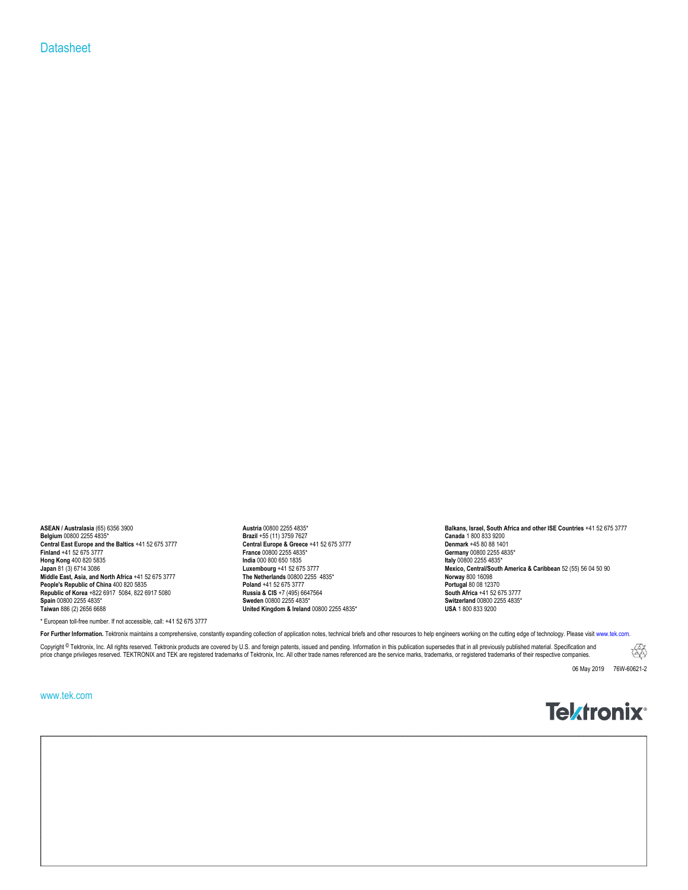**ASEAN / Australasia** (65) 6356 3900
**Belgium** 00800 2255 4835*
**Central East Europe and the Baltics** +41 52 675 3777
**Finland** +41 52 675 3777
**Hong Kong** 400 820 5835
**Japan** 81 (3) 6714 3086
**Middle East, Asia, and North Africa** +41 52 675 3777
**People's Republic of China** 400 820 5835
**Republic of Korea** +822 6917 5084, 822 6917 5080
**Spain** 00800 2255 4835*
**Taiwan** 886 (2) 2656 6688

**Austria** 00800 2255 4835*
**Brazil** +55 (11) 3759 7627
**Central Europe & Greece** +41 52 675 3777
**France** 00800 2255 4835*
**India** 000 800 650 1835
**Luxembourg** +41 52 675 3777
**The Netherlands** 00800 2255 4835*
**Poland** +41 52 675 3777
**Russia & CIS** +7 (495) 6647564
**Sweden** 00800 2255 4835*
**United Kingdom & Ireland** 00800 2255 4835*

**Balkans, Israel, South Africa and other ISE Countries** +41 52 675 3777
**Canada** 1 800 833 9200
**Denmark** +45 80 88 1401
**Germany** 00800 2255 4835*
**Italy** 00800 2255 4835*
**Mexico, Central/South America & Caribbean** 52 (55) 56 04 50 90
**Norway** 800 16098
**Portugal** 80 08 12370
**South Africa** +41 52 675 3777
**Switzerland** 00800 2255 4835*
**USA** 1 800 833 9200

* European toll-free number. If not accessible, call: +41 52 675 3777

**For Further Information.** Tektronix maintains a comprehensive, constantly expanding collection of application notes, technical briefs and other resources to help engineers working on the cutting edge of technology. Please visit www.tek.com.

Copyright © Tektronix, Inc. All rights reserved. Tektronix products are covered by U.S. and foreign patents, issued and pending. Information in this publication supersedes that in all previously published material. Specification and price change privileges reserved. TEKTRONIX and TEK are registered trademarks of Tektronix, Inc. All other trade names referenced are the service marks, trademarks, or registered trademarks of their respective companies.

06 May 2019 76W-60621-2

www.tek.com